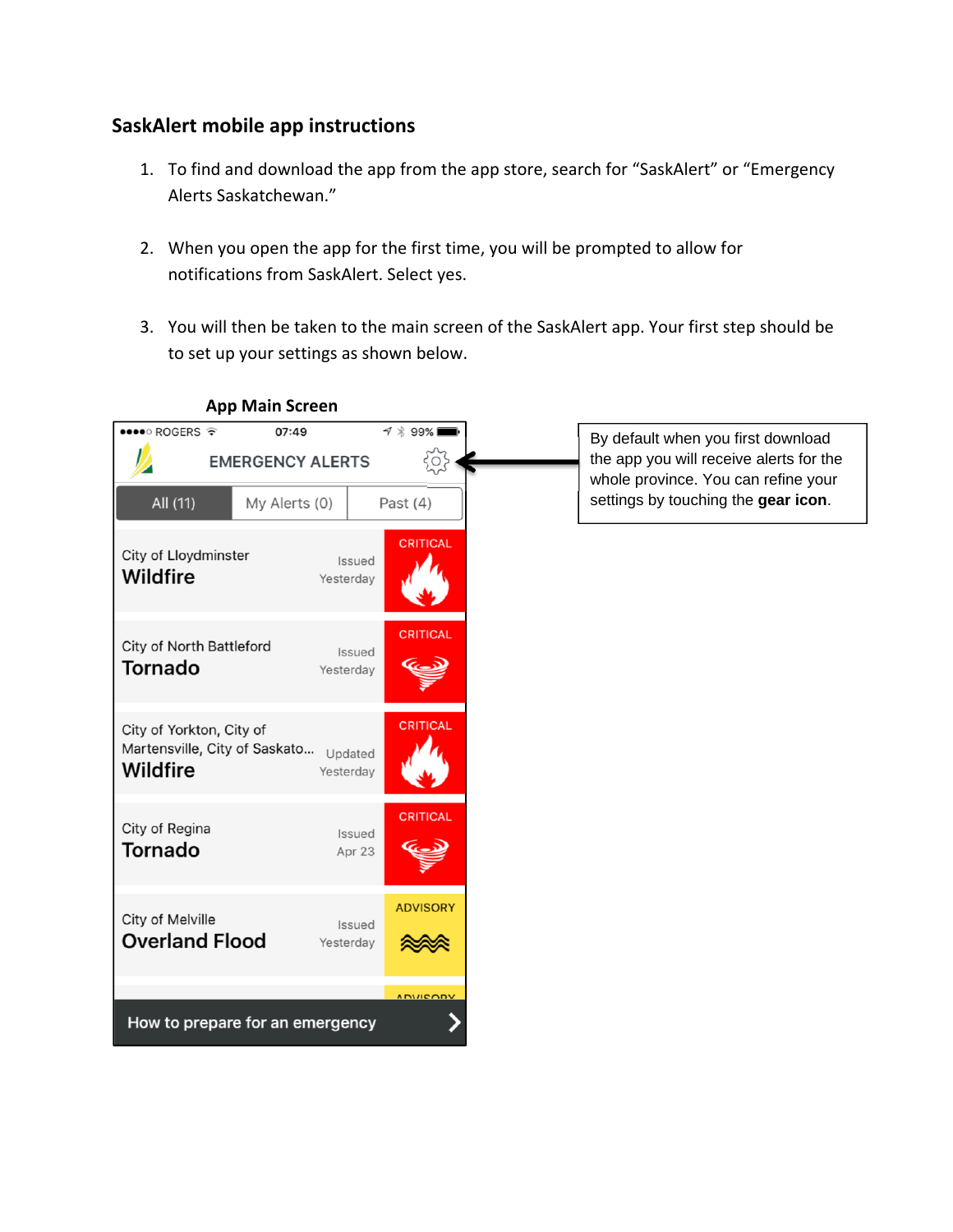## SaskAlert mobile app instructions

1. To find and download the app from the app store, search for "SaskAlert" or "Emergency Alerts Saskatchewan."

2. When you open the app for the first time, you will be prompted to allow for notifications from SaskAlert. Select yes.

3. You will then be taken to the main screen of the SaskAlert app. Your first step should be to set up your settings as shown below.

**App Main Screen**

●●●●○ ROGERS 07:49 99%

EMERGENCY ALERTS

All (11) | My Alerts (0) | Past (4)

City of Lloydminster
**Wildfire**
Issued Yesterday
CRITICAL

City of North Battleford
**Tornado**
Issued Yesterday
CRITICAL

City of Yorkton, City of Martensville, City of Saskato...
**Wildfire**
Updated Yesterday
CRITICAL

City of Regina
**Tornado**
Issued Apr 23
CRITICAL

City of Melville
**Overland Flood**
Issued Yesterday
ADVISORY

ADVISORY

How to prepare for an emergency

By default when you first download the app you will receive alerts for the whole province. You can refine your settings by touching the **gear icon**.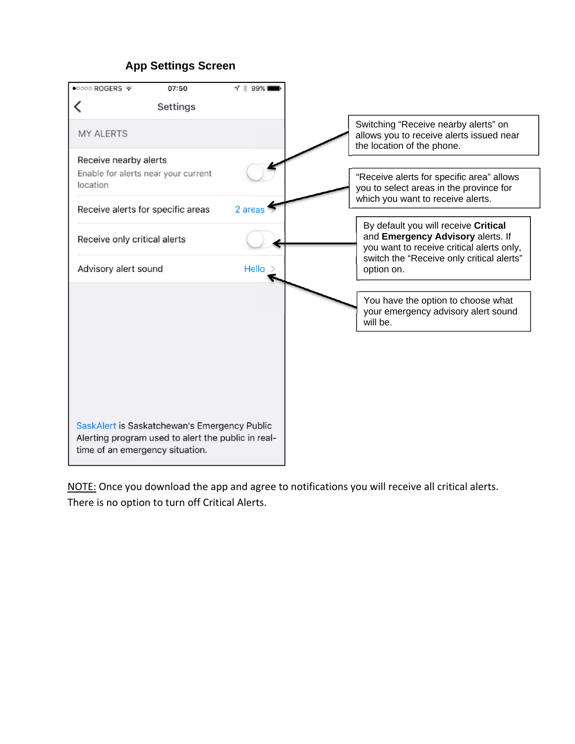## App Settings Screen

●○○○○ ROGERS 07:50 99%

Settings

MY ALERTS

Receive nearby alerts
Enable for alerts near your current location

Receive alerts for specific areas — 2 areas

Receive only critical alerts

Advisory alert sound — Hello

SaskAlert is Saskatchewan's Emergency Public Alerting program used to alert the public in real-time of an emergency situation.

Switching "Receive nearby alerts" on allows you to receive alerts issued near the location of the phone.

"Receive alerts for specific area" allows you to select areas in the province for which you want to receive alerts.

By default you will receive **Critical** and **Emergency Advisory** alerts. If you want to receive critical alerts only, switch the "Receive only critical alerts" option on.

You have the option to choose what your emergency advisory alert sound will be.

NOTE: Once you download the app and agree to notifications you will receive all critical alerts. There is no option to turn off Critical Alerts.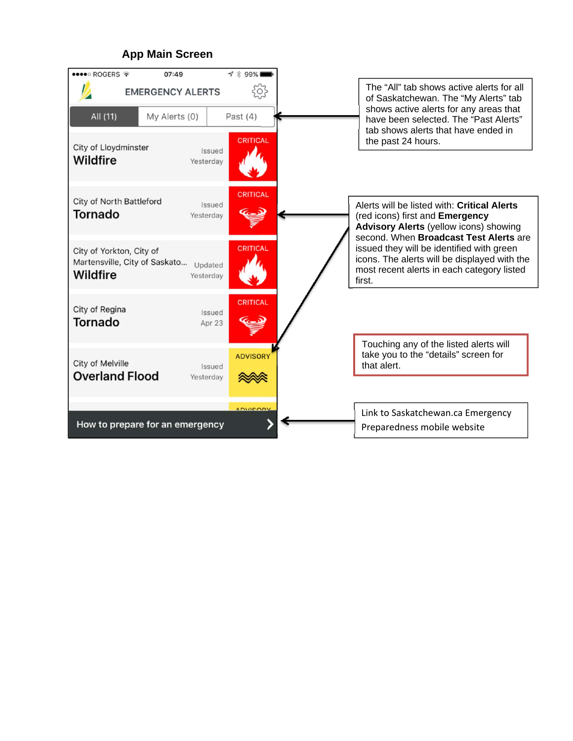## App Main Screen

ROGERS 07:49 99%

EMERGENCY ALERTS

All (11) | My Alerts (0) | Past (4)

City of Lloydminster
**Wildfire**
Issued Yesterday
CRITICAL

City of North Battleford
**Tornado**
Issued Yesterday
CRITICAL

City of Yorkton, City of Martensville, City of Saskato...
**Wildfire**
Updated Yesterday
CRITICAL

City of Regina
**Tornado**
Issued Apr 23
CRITICAL

City of Melville
**Overland Flood**
Issued Yesterday
ADVISORY

How to prepare for an emergency

The "All" tab shows active alerts for all of Saskatchewan. The "My Alerts" tab shows active alerts for any areas that have been selected. The "Past Alerts" tab shows alerts that have ended in the past 24 hours.

Alerts will be listed with: **Critical Alerts** (red icons) first and **Emergency Advisory Alerts** (yellow icons) showing second. When **Broadcast Test Alerts** are issued they will be identified with green icons. The alerts will be displayed with the most recent alerts in each category listed first.

Touching any of the listed alerts will take you to the "details" screen for that alert.

Link to Saskatchewan.ca Emergency Preparedness mobile website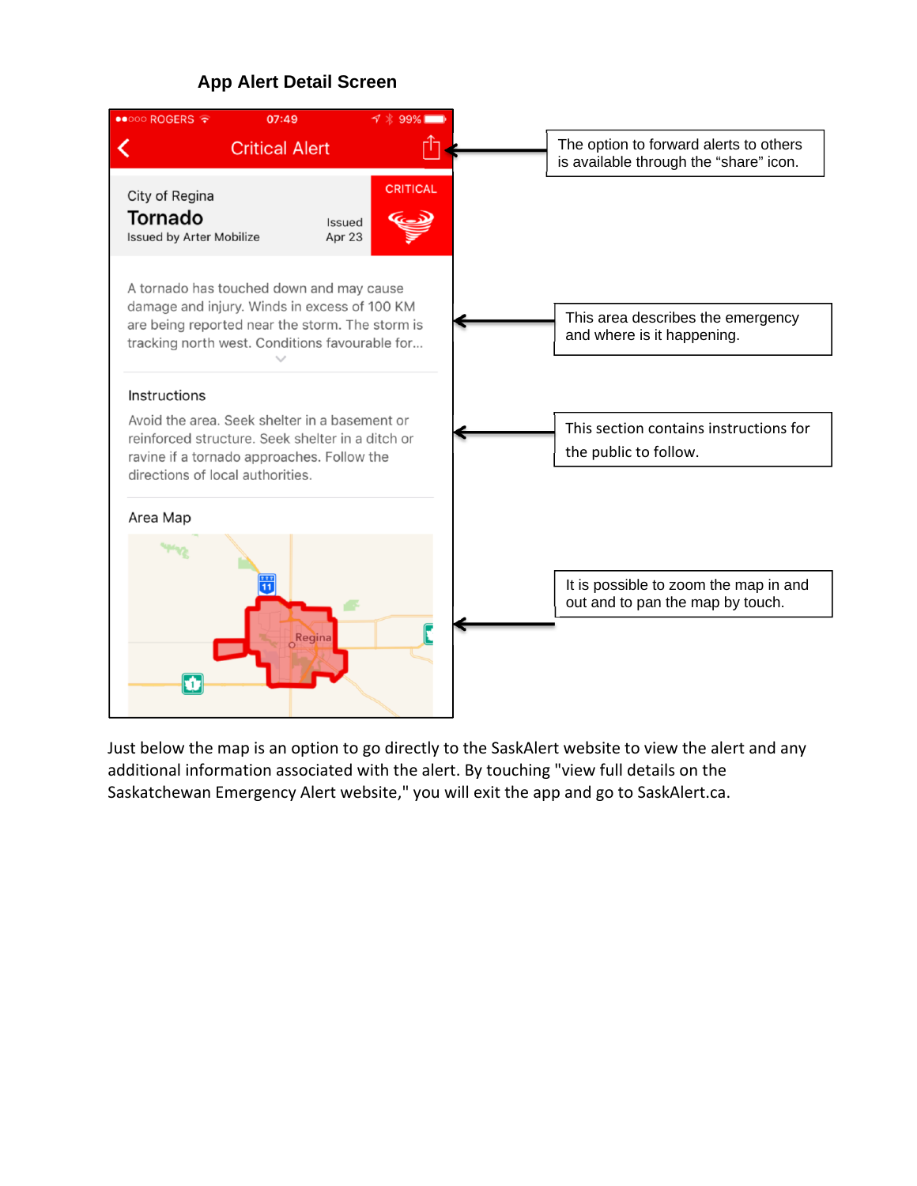## App Alert Detail Screen

Critical Alert

City of Regina

**Tornado**

Issued by Arter Mobilize

Issued Apr 23

CRITICAL

A tornado has touched down and may cause damage and injury. Winds in excess of 100 KM are being reported near the storm. The storm is tracking north west. Conditions favourable for...

Instructions

Avoid the area. Seek shelter in a basement or reinforced structure. Seek shelter in a ditch or ravine if a tornado approaches. Follow the directions of local authorities.

Area Map

Regina

The option to forward alerts to others is available through the "share" icon.

This area describes the emergency and where is it happening.

This section contains instructions for the public to follow.

It is possible to zoom the map in and out and to pan the map by touch.

Just below the map is an option to go directly to the SaskAlert website to view the alert and any additional information associated with the alert. By touching "view full details on the Saskatchewan Emergency Alert website," you will exit the app and go to SaskAlert.ca.